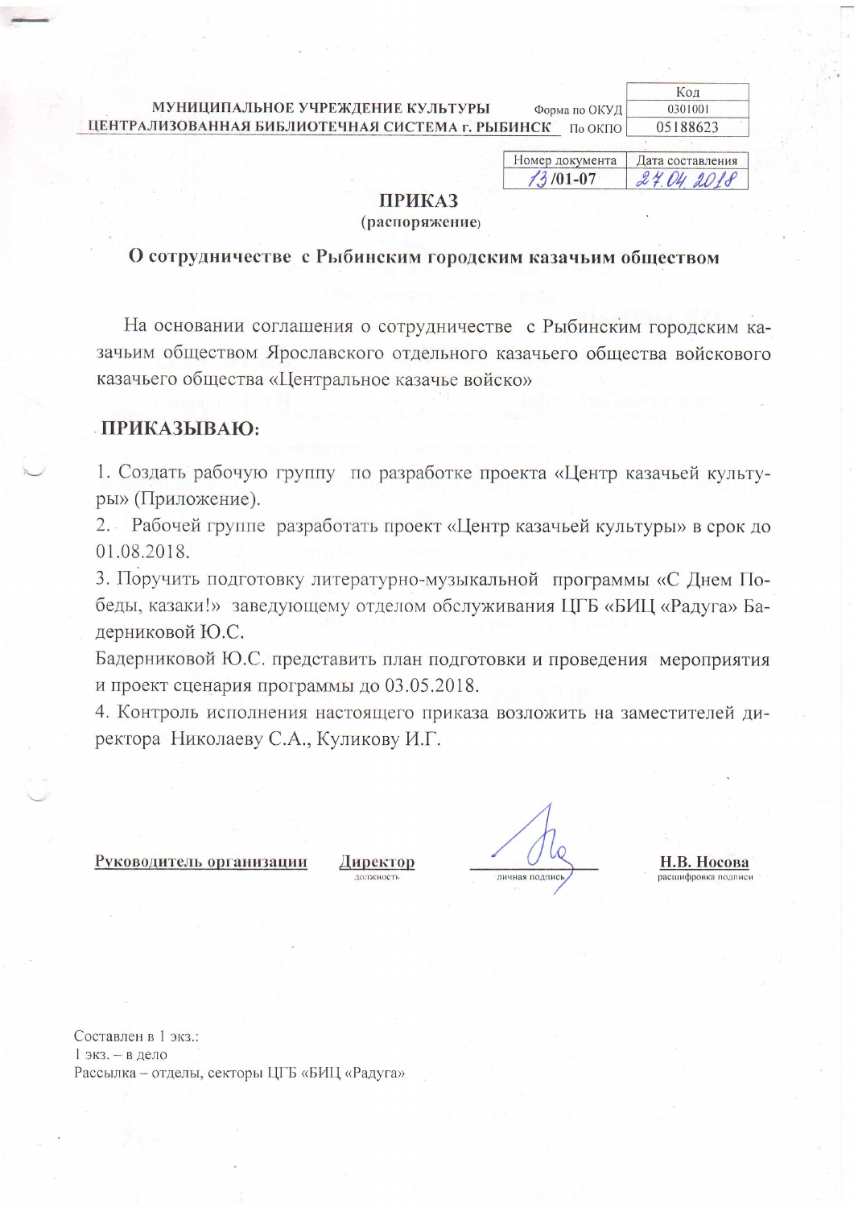| | | Код |
|---|---|---|
| **МУНИЦИПАЛЬНОЕ УЧРЕЖДЕНИЕ КУЛЬТУРЫ** | Форма по ОКУД | 0301001 |
| **ЦЕНТРАЛИЗОВАННАЯ БИБЛИОТЕЧНАЯ СИСТЕМА г. РЫБИНСК** | По ОКПО | 05188623 |

| Номер документа | Дата составления |
|---|---|
| 13/01-07 | 27.04.2018 |

# ПРИКАЗ
**(распоряжение)**

## О сотрудничестве с Рыбинским городским казачьим обществом

На основании соглашения о сотрудничестве с Рыбинским городским казачьим обществом Ярославского отдельного казачьего общества войскового казачьего общества «Центральное казачье войско»

**ПРИКАЗЫВАЮ:**

1. Создать рабочую группу по разработке проекта «Центр казачьей культуры» (Приложение).
2. Рабочей группе разработать проект «Центр казачьей культуры» в срок до 01.08.2018.
3. Поручить подготовку литературно-музыкальной программы «С Днем Победы, казаки!» заведующему отделом обслуживания ЦГБ «БИЦ «Радуга» Бадерниковой Ю.С.

Бадерниковой Ю.С. представить план подготовки и проведения мероприятия и проект сценария программы до 03.05.2018.

4. Контроль исполнения настоящего приказа возложить на заместителей директора Николаеву С.А., Куликову И.Г.

| Руководитель организации | Директор | | Н.В. Носова |
|---|---|---|---|
| | должность | личная подпись | расшифровка подписи |

Составлен в 1 экз.:
1 экз. – в дело
Рассылка – отделы, секторы ЦГБ «БИЦ «Радуга»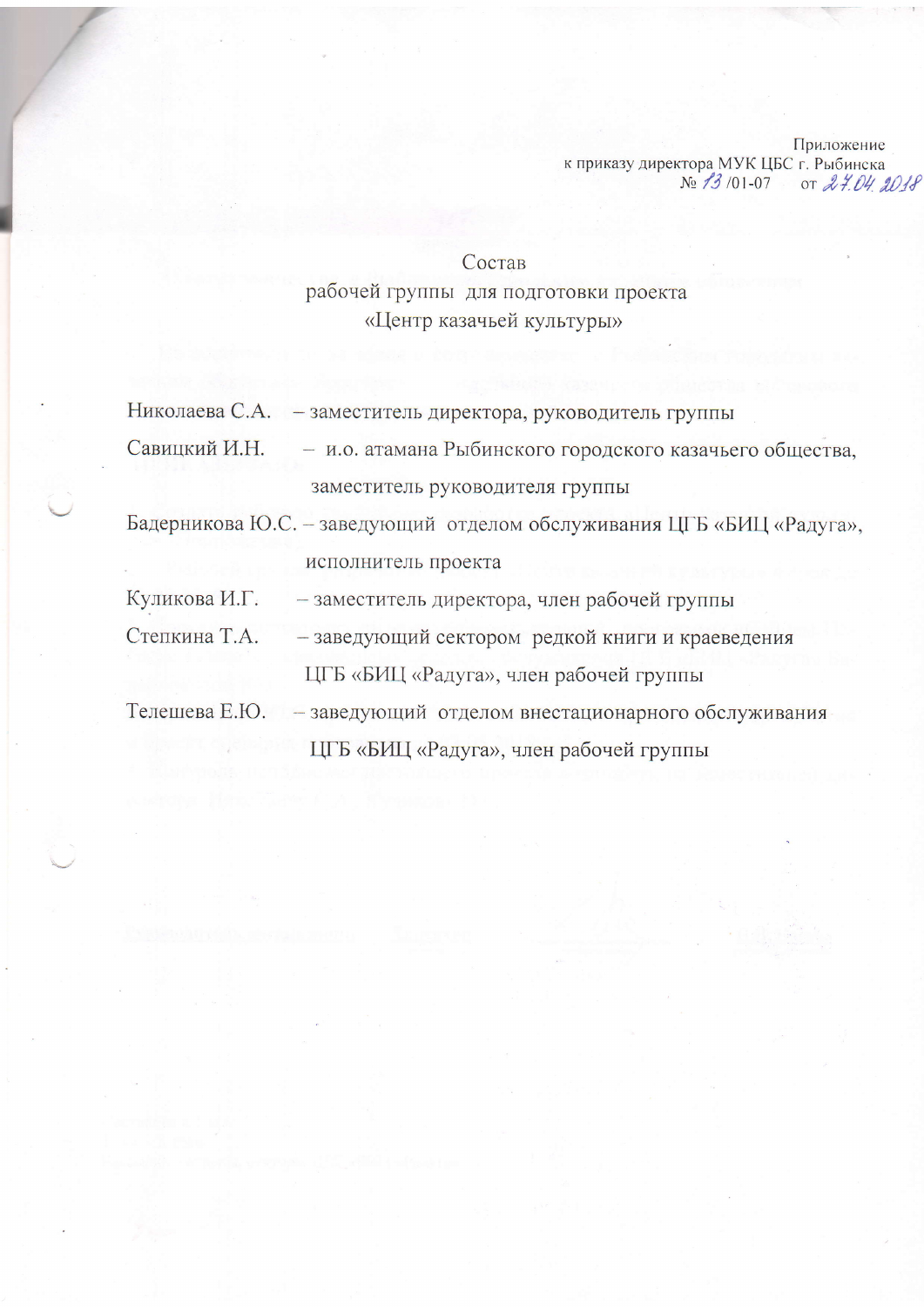Приложение
к приказу директора МУК ЦБС г. Рыбинска
№ 13 /01-07 от 27.04.2018

Состав
рабочей группы для подготовки проекта
«Центр казачьей культуры»

Николаева С.А. – заместитель директора, руководитель группы

Савицкий И.Н. – и.о. атамана Рыбинского городского казачьего общества, заместитель руководителя группы

Бадерникова Ю.С. – заведующий отделом обслуживания ЦГБ «БИЦ «Радуга», исполнитель проекта

Куликова И.Г. – заместитель директора, член рабочей группы

Степкина Т.А. – заведующий сектором редкой книги и краеведения ЦГБ «БИЦ «Радуга», член рабочей группы

Телешева Е.Ю. – заведующий отделом внестационарного обслуживания ЦГБ «БИЦ «Радуга», член рабочей группы